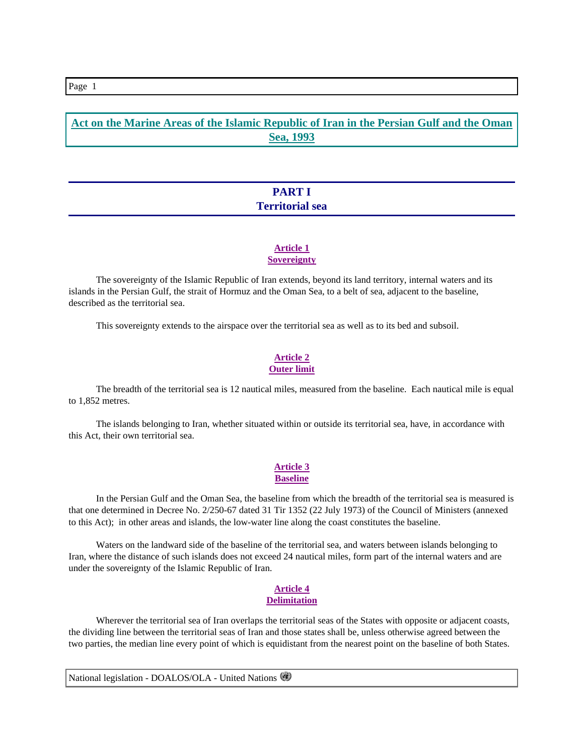# Act on the Marine Areas of the Islamic Republic of Iran in the Persian Gulf and the Oman Sea, 1993

## PART I
## Territorial sea

### Article 1
### Sovereignty

The sovereignty of the Islamic Republic of Iran extends, beyond its land territory, internal waters and its islands in the Persian Gulf, the strait of Hormuz and the Oman Sea, to a belt of sea, adjacent to the baseline, described as the territorial sea.

This sovereignty extends to the airspace over the territorial sea as well as to its bed and subsoil.

### Article 2
### Outer limit

The breadth of the territorial sea is 12 nautical miles, measured from the baseline. Each nautical mile is equal to 1,852 metres.

The islands belonging to Iran, whether situated within or outside its territorial sea, have, in accordance with this Act, their own territorial sea.

### Article 3
### Baseline

In the Persian Gulf and the Oman Sea, the baseline from which the breadth of the territorial sea is measured is that one determined in Decree No. 2/250-67 dated 31 Tir 1352 (22 July 1973) of the Council of Ministers (annexed to this Act); in other areas and islands, the low-water line along the coast constitutes the baseline.

Waters on the landward side of the baseline of the territorial sea, and waters between islands belonging to Iran, where the distance of such islands does not exceed 24 nautical miles, form part of the internal waters and are under the sovereignty of the Islamic Republic of Iran.

### Article 4
### Delimitation

Wherever the territorial sea of Iran overlaps the territorial seas of the States with opposite or adjacent coasts, the dividing line between the territorial seas of Iran and those states shall be, unless otherwise agreed between the two parties, the median line every point of which is equidistant from the nearest point on the baseline of both States.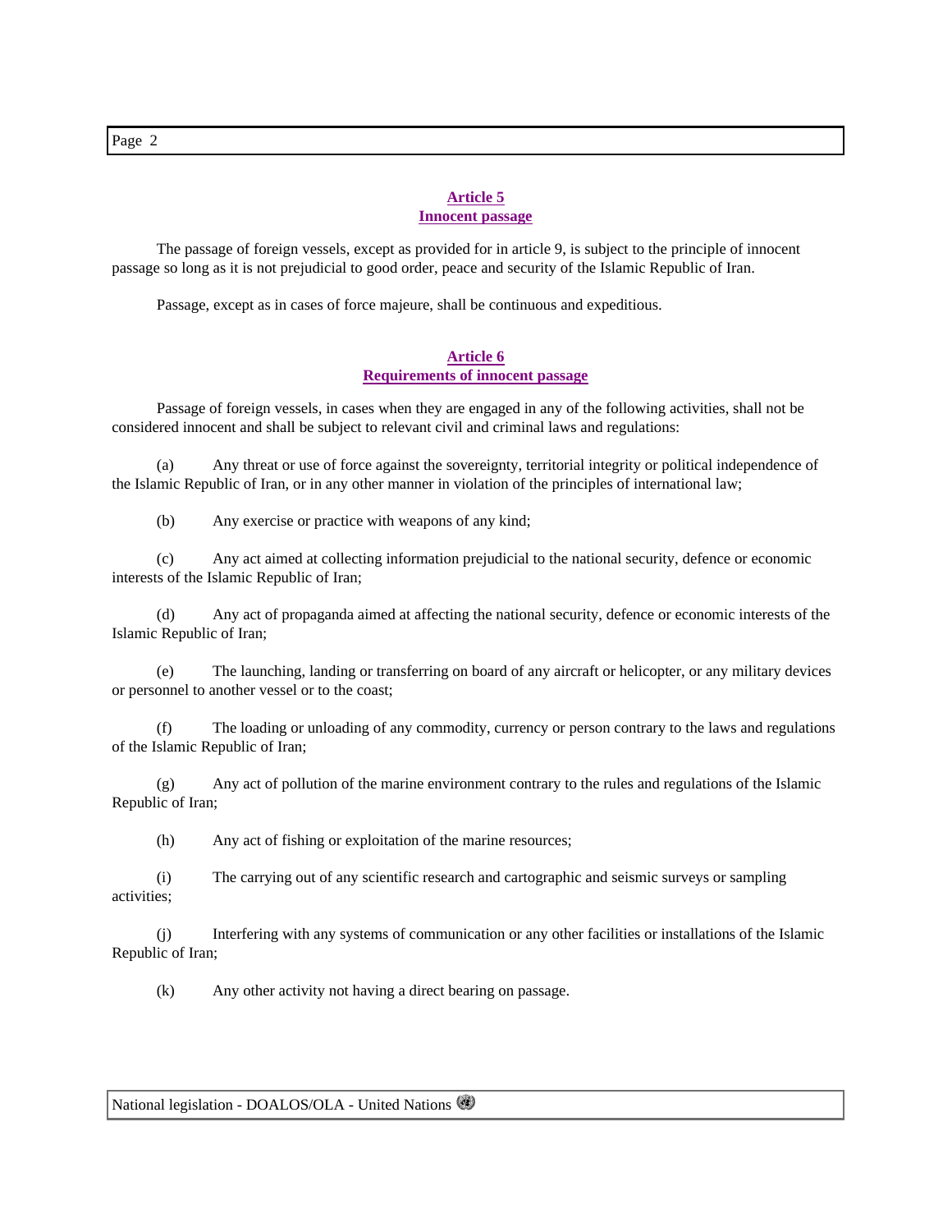## Article 5
## Innocent passage

The passage of foreign vessels, except as provided for in article 9, is subject to the principle of innocent passage so long as it is not prejudicial to good order, peace and security of the Islamic Republic of Iran.

Passage, except as in cases of force majeure, shall be continuous and expeditious.

## Article 6
## Requirements of innocent passage

Passage of foreign vessels, in cases when they are engaged in any of the following activities, shall not be considered innocent and shall be subject to relevant civil and criminal laws and regulations:

(a) Any threat or use of force against the sovereignty, territorial integrity or political independence of the Islamic Republic of Iran, or in any other manner in violation of the principles of international law;

(b) Any exercise or practice with weapons of any kind;

(c) Any act aimed at collecting information prejudicial to the national security, defence or economic interests of the Islamic Republic of Iran;

(d) Any act of propaganda aimed at affecting the national security, defence or economic interests of the Islamic Republic of Iran;

(e) The launching, landing or transferring on board of any aircraft or helicopter, or any military devices or personnel to another vessel or to the coast;

(f) The loading or unloading of any commodity, currency or person contrary to the laws and regulations of the Islamic Republic of Iran;

(g) Any act of pollution of the marine environment contrary to the rules and regulations of the Islamic Republic of Iran;

(h) Any act of fishing or exploitation of the marine resources;

(i) The carrying out of any scientific research and cartographic and seismic surveys or sampling activities;

(j) Interfering with any systems of communication or any other facilities or installations of the Islamic Republic of Iran;

(k) Any other activity not having a direct bearing on passage.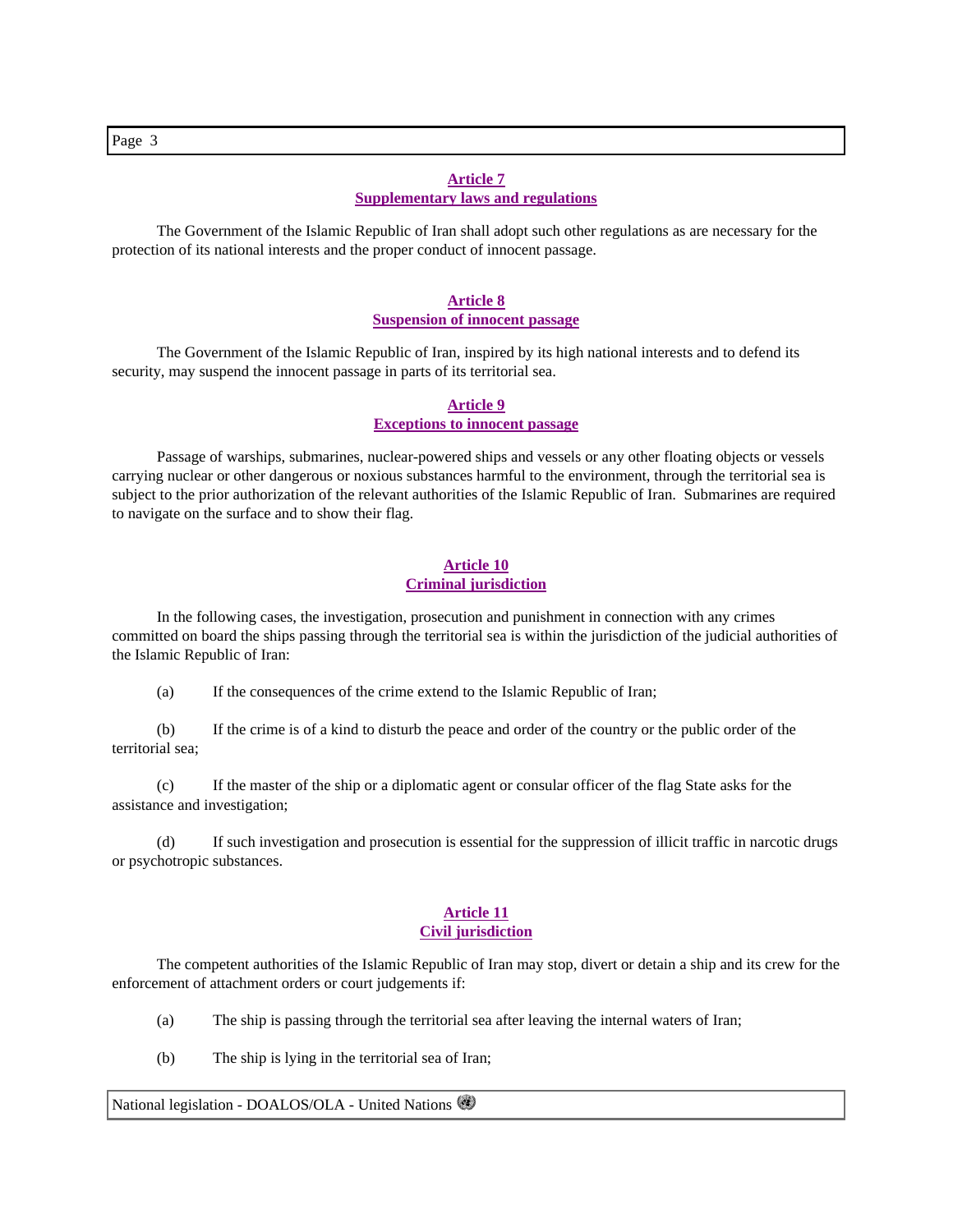**Article 7**
**Supplementary laws and regulations**

The Government of the Islamic Republic of Iran shall adopt such other regulations as are necessary for the protection of its national interests and the proper conduct of innocent passage.

**Article 8**
**Suspension of innocent passage**

The Government of the Islamic Republic of Iran, inspired by its high national interests and to defend its security, may suspend the innocent passage in parts of its territorial sea.

**Article 9**
**Exceptions to innocent passage**

Passage of warships, submarines, nuclear-powered ships and vessels or any other floating objects or vessels carrying nuclear or other dangerous or noxious substances harmful to the environment, through the territorial sea is subject to the prior authorization of the relevant authorities of the Islamic Republic of Iran. Submarines are required to navigate on the surface and to show their flag.

**Article 10**
**Criminal jurisdiction**

In the following cases, the investigation, prosecution and punishment in connection with any crimes committed on board the ships passing through the territorial sea is within the jurisdiction of the judicial authorities of the Islamic Republic of Iran:

(a) If the consequences of the crime extend to the Islamic Republic of Iran;

(b) If the crime is of a kind to disturb the peace and order of the country or the public order of the territorial sea;

(c) If the master of the ship or a diplomatic agent or consular officer of the flag State asks for the assistance and investigation;

(d) If such investigation and prosecution is essential for the suppression of illicit traffic in narcotic drugs or psychotropic substances.

**Article 11**
**Civil jurisdiction**

The competent authorities of the Islamic Republic of Iran may stop, divert or detain a ship and its crew for the enforcement of attachment orders or court judgements if:

(a) The ship is passing through the territorial sea after leaving the internal waters of Iran;

(b) The ship is lying in the territorial sea of Iran;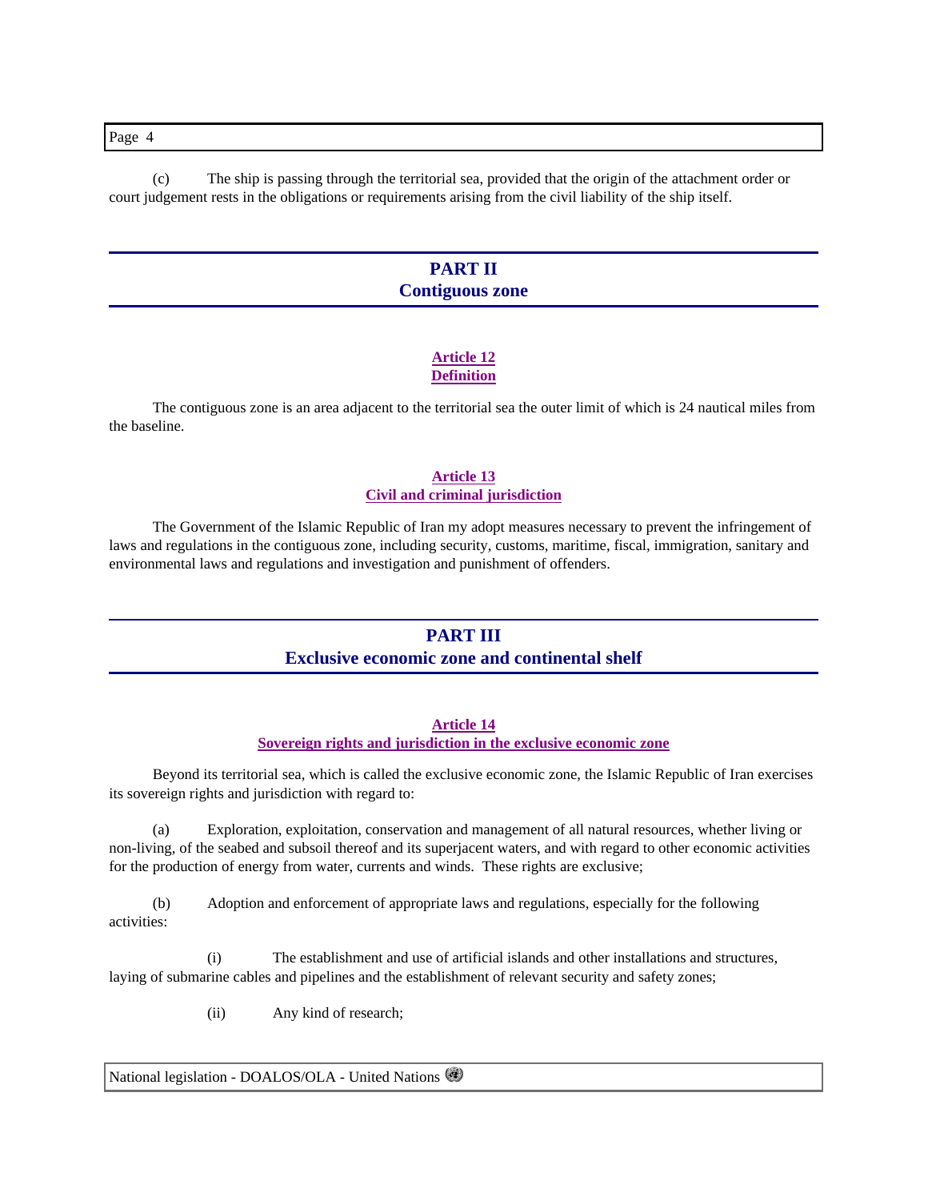(c) The ship is passing through the territorial sea, provided that the origin of the attachment order or court judgement rests in the obligations or requirements arising from the civil liability of the ship itself.

## PART II
## Contiguous zone

### Article 12
### Definition

The contiguous zone is an area adjacent to the territorial sea the outer limit of which is 24 nautical miles from the baseline.

### Article 13
### Civil and criminal jurisdiction

The Government of the Islamic Republic of Iran my adopt measures necessary to prevent the infringement of laws and regulations in the contiguous zone, including security, customs, maritime, fiscal, immigration, sanitary and environmental laws and regulations and investigation and punishment of offenders.

## PART III
## Exclusive economic zone and continental shelf

### Article 14
### Sovereign rights and jurisdiction in the exclusive economic zone

Beyond its territorial sea, which is called the exclusive economic zone, the Islamic Republic of Iran exercises its sovereign rights and jurisdiction with regard to:

(a) Exploration, exploitation, conservation and management of all natural resources, whether living or non-living, of the seabed and subsoil thereof and its superjacent waters, and with regard to other economic activities for the production of energy from water, currents and winds. These rights are exclusive;

(b) Adoption and enforcement of appropriate laws and regulations, especially for the following activities:

(i) The establishment and use of artificial islands and other installations and structures, laying of submarine cables and pipelines and the establishment of relevant security and safety zones;

(ii) Any kind of research;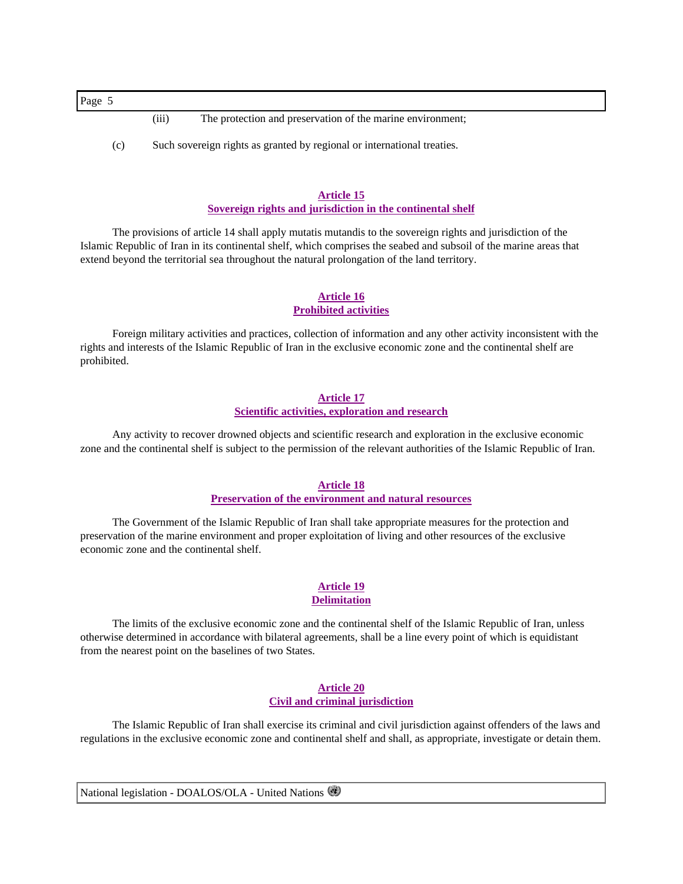(iii) The protection and preservation of the marine environment;

(c) Such sovereign rights as granted by regional or international treaties.

## Article 15
## Sovereign rights and jurisdiction in the continental shelf

The provisions of article 14 shall apply mutatis mutandis to the sovereign rights and jurisdiction of the Islamic Republic of Iran in its continental shelf, which comprises the seabed and subsoil of the marine areas that extend beyond the territorial sea throughout the natural prolongation of the land territory.

## Article 16
## Prohibited activities

Foreign military activities and practices, collection of information and any other activity inconsistent with the rights and interests of the Islamic Republic of Iran in the exclusive economic zone and the continental shelf are prohibited.

## Article 17
## Scientific activities, exploration and research

Any activity to recover drowned objects and scientific research and exploration in the exclusive economic zone and the continental shelf is subject to the permission of the relevant authorities of the Islamic Republic of Iran.

## Article 18
## Preservation of the environment and natural resources

The Government of the Islamic Republic of Iran shall take appropriate measures for the protection and preservation of the marine environment and proper exploitation of living and other resources of the exclusive economic zone and the continental shelf.

## Article 19
## Delimitation

The limits of the exclusive economic zone and the continental shelf of the Islamic Republic of Iran, unless otherwise determined in accordance with bilateral agreements, shall be a line every point of which is equidistant from the nearest point on the baselines of two States.

## Article 20
## Civil and criminal jurisdiction

The Islamic Republic of Iran shall exercise its criminal and civil jurisdiction against offenders of the laws and regulations in the exclusive economic zone and continental shelf and shall, as appropriate, investigate or detain them.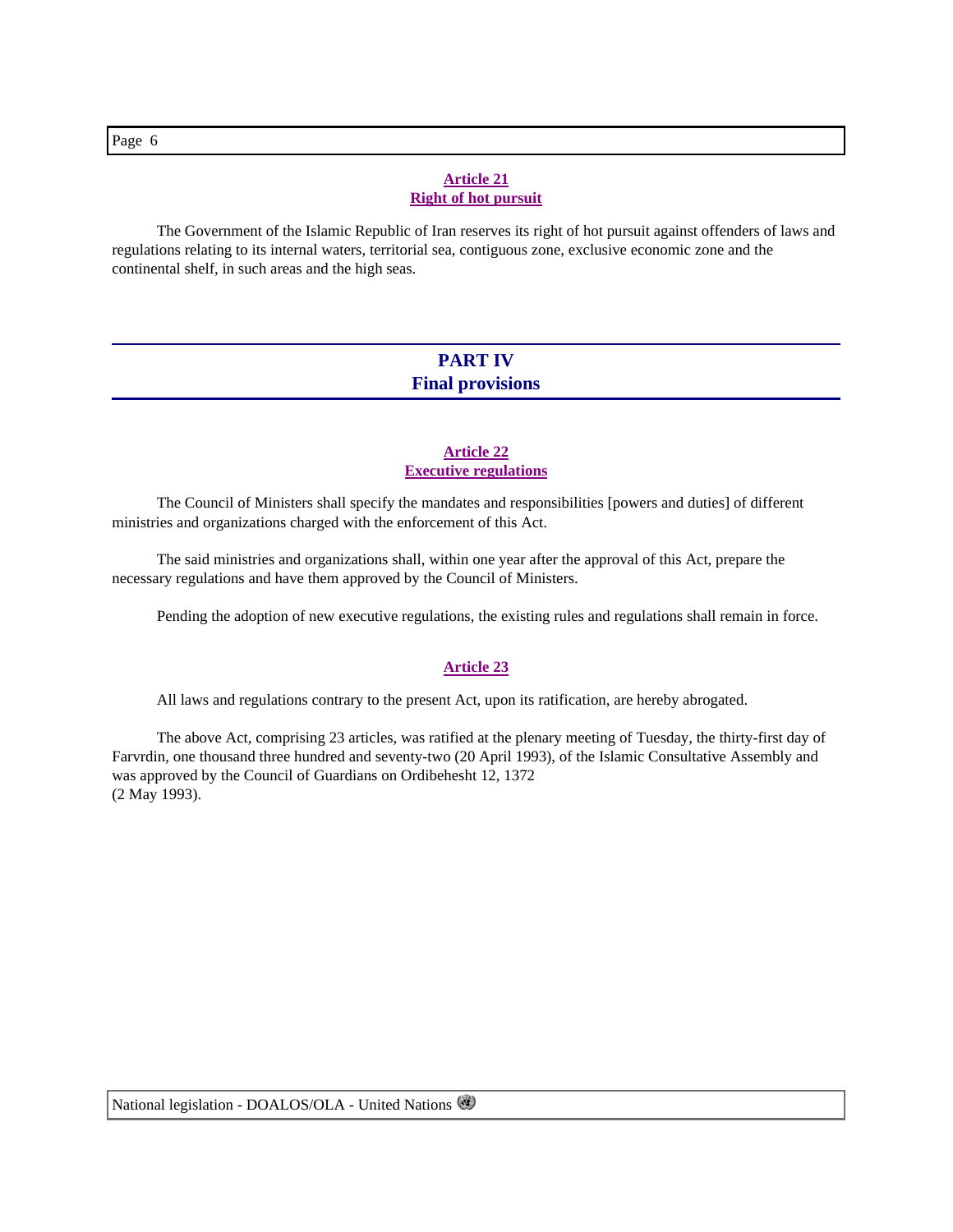#### Article 21
#### Right of hot pursuit

The Government of the Islamic Republic of Iran reserves its right of hot pursuit against offenders of laws and regulations relating to its internal waters, territorial sea, contiguous zone, exclusive economic zone and the continental shelf, in such areas and the high seas.

## PART IV
## Final provisions

#### Article 22
#### Executive regulations

The Council of Ministers shall specify the mandates and responsibilities [powers and duties] of different ministries and organizations charged with the enforcement of this Act.

The said ministries and organizations shall, within one year after the approval of this Act, prepare the necessary regulations and have them approved by the Council of Ministers.

Pending the adoption of new executive regulations, the existing rules and regulations shall remain in force.

#### Article 23

All laws and regulations contrary to the present Act, upon its ratification, are hereby abrogated.

The above Act, comprising 23 articles, was ratified at the plenary meeting of Tuesday, the thirty-first day of Farvrdin, one thousand three hundred and seventy-two (20 April 1993), of the Islamic Consultative Assembly and was approved by the Council of Guardians on Ordibehesht 12, 1372
(2 May 1993).